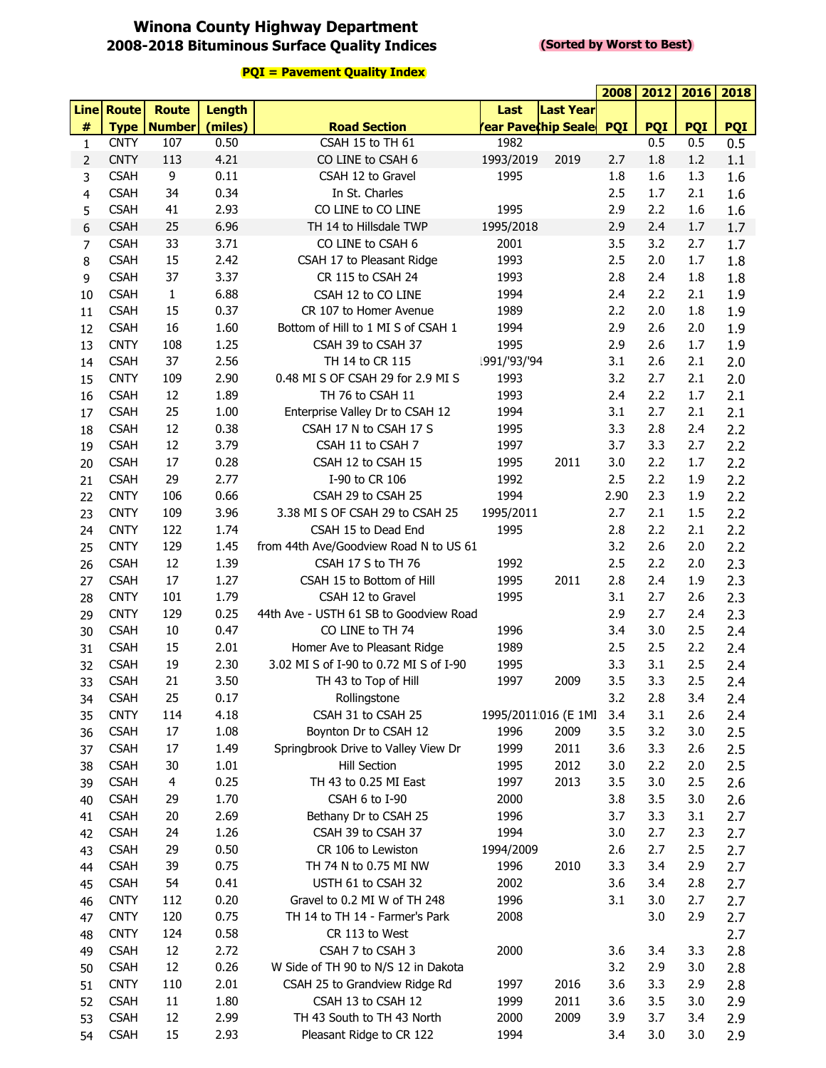# Winona County Highway Department

## 2008-2018 Bituminous Surface Quality Indices

**(Sorted by Worst to Best)**

**PQI = Pavement Quality Index**

| Line # | Route Type | Route Number | Length (miles) | Road Section | Last Year Paved | Last Year Chip Sealed | 2008 PQI | 2012 PQI | 2016 PQI | 2018 PQI |
|---|---|---|---|---|---|---|---|---|---|---|
| 1 | CNTY | 107 | 0.50 | CSAH 15 to TH 61 | 1982 | | | 0.5 | 0.5 | 0.5 |
| 2 | CNTY | 113 | 4.21 | CO LINE to CSAH 6 | 1993/2019 | 2019 | 2.7 | 1.8 | 1.2 | 1.1 |
| 3 | CSAH | 9 | 0.11 | CSAH 12 to Gravel | 1995 | | 1.8 | 1.6 | 1.3 | 1.6 |
| 4 | CSAH | 34 | 0.34 | In St. Charles | | | 2.5 | 1.7 | 2.1 | 1.6 |
| 5 | CSAH | 41 | 2.93 | CO LINE to CO LINE | 1995 | | 2.9 | 2.2 | 1.6 | 1.6 |
| 6 | CSAH | 25 | 6.96 | TH 14 to Hillsdale TWP | 1995/2018 | | 2.9 | 2.4 | 1.7 | 1.7 |
| 7 | CSAH | 33 | 3.71 | CO LINE to CSAH 6 | 2001 | | 3.5 | 3.2 | 2.7 | 1.7 |
| 8 | CSAH | 15 | 2.42 | CSAH 17 to Pleasant Ridge | 1993 | | 2.5 | 2.0 | 1.7 | 1.8 |
| 9 | CSAH | 37 | 3.37 | CR 115 to CSAH 24 | 1993 | | 2.8 | 2.4 | 1.8 | 1.8 |
| 10 | CSAH | 1 | 6.88 | CSAH 12 to CO LINE | 1994 | | 2.4 | 2.2 | 2.1 | 1.9 |
| 11 | CSAH | 15 | 0.37 | CR 107 to Homer Avenue | 1989 | | 2.2 | 2.0 | 1.8 | 1.9 |
| 12 | CSAH | 16 | 1.60 | Bottom of Hill to 1 MI S of CSAH 1 | 1994 | | 2.9 | 2.6 | 2.0 | 1.9 |
| 13 | CNTY | 108 | 1.25 | CSAH 39 to CSAH 37 | 1995 | | 2.9 | 2.6 | 1.7 | 1.9 |
| 14 | CSAH | 37 | 2.56 | TH 14 to CR 115 | 1991/'93/'94 | | 3.1 | 2.6 | 2.1 | 2.0 |
| 15 | CNTY | 109 | 2.90 | 0.48 MI S OF CSAH 29 for 2.9 MI S | 1993 | | 3.2 | 2.7 | 2.1 | 2.0 |
| 16 | CSAH | 12 | 1.89 | TH 76 to CSAH 11 | 1993 | | 2.4 | 2.2 | 1.7 | 2.1 |
| 17 | CSAH | 25 | 1.00 | Enterprise Valley Dr to CSAH 12 | 1994 | | 3.1 | 2.7 | 2.1 | 2.1 |
| 18 | CSAH | 12 | 0.38 | CSAH 17 N to CSAH 17 S | 1995 | | 3.3 | 2.8 | 2.4 | 2.2 |
| 19 | CSAH | 12 | 3.79 | CSAH 11 to CSAH 7 | 1997 | | 3.7 | 3.3 | 2.7 | 2.2 |
| 20 | CSAH | 17 | 0.28 | CSAH 12 to CSAH 15 | 1995 | 2011 | 3.0 | 2.2 | 1.7 | 2.2 |
| 21 | CSAH | 29 | 2.77 | I-90 to CR 106 | 1992 | | 2.5 | 2.2 | 1.9 | 2.2 |
| 22 | CNTY | 106 | 0.66 | CSAH 29 to CSAH 25 | 1994 | | 2.90 | 2.3 | 1.9 | 2.2 |
| 23 | CNTY | 109 | 3.96 | 3.38 MI S OF CSAH 29 to CSAH 25 | 1995/2011 | | 2.7 | 2.1 | 1.5 | 2.2 |
| 24 | CNTY | 122 | 1.74 | CSAH 15 to Dead End | 1995 | | 2.8 | 2.2 | 2.1 | 2.2 |
| 25 | CNTY | 129 | 1.45 | from 44th Ave/Goodview Road N to US 61 | | | 3.2 | 2.6 | 2.0 | 2.2 |
| 26 | CSAH | 12 | 1.39 | CSAH 17 S to TH 76 | 1992 | | 2.5 | 2.2 | 2.0 | 2.3 |
| 27 | CSAH | 17 | 1.27 | CSAH 15 to Bottom of Hill | 1995 | 2011 | 2.8 | 2.4 | 1.9 | 2.3 |
| 28 | CNTY | 101 | 1.79 | CSAH 12 to Gravel | 1995 | | 3.1 | 2.7 | 2.6 | 2.3 |
| 29 | CNTY | 129 | 0.25 | 44th Ave - USTH 61 SB to Goodview Road | | | 2.9 | 2.7 | 2.4 | 2.3 |
| 30 | CSAH | 10 | 0.47 | CO LINE to TH 74 | 1996 | | 3.4 | 3.0 | 2.5 | 2.4 |
| 31 | CSAH | 15 | 2.01 | Homer Ave to Pleasant Ridge | 1989 | | 2.5 | 2.5 | 2.2 | 2.4 |
| 32 | CSAH | 19 | 2.30 | 3.02 MI S of I-90 to 0.72 MI S of I-90 | 1995 | | 3.3 | 3.1 | 2.5 | 2.4 |
| 33 | CSAH | 21 | 3.50 | TH 43 to Top of Hill | 1997 | 2009 | 3.5 | 3.3 | 2.5 | 2.4 |
| 34 | CSAH | 25 | 0.17 | Rollingstone | | | 3.2 | 2.8 | 3.4 | 2.4 |
| 35 | CNTY | 114 | 4.18 | CSAH 31 to CSAH 25 | 1995/2011 | 2016 (E 1MI | 3.4 | 3.1 | 2.6 | 2.4 |
| 36 | CSAH | 17 | 1.08 | Boynton Dr to CSAH 12 | 1996 | 2009 | 3.5 | 3.2 | 3.0 | 2.5 |
| 37 | CSAH | 17 | 1.49 | Springbrook Drive to Valley View Dr | 1999 | 2011 | 3.6 | 3.3 | 2.6 | 2.5 |
| 38 | CSAH | 30 | 1.01 | Hill Section | 1995 | 2012 | 3.0 | 2.2 | 2.0 | 2.5 |
| 39 | CSAH | 4 | 0.25 | TH 43 to 0.25 MI East | 1997 | 2013 | 3.5 | 3.0 | 2.5 | 2.6 |
| 40 | CSAH | 29 | 1.70 | CSAH 6 to I-90 | 2000 | | 3.8 | 3.5 | 3.0 | 2.6 |
| 41 | CSAH | 20 | 2.69 | Bethany Dr to CSAH 25 | 1996 | | 3.7 | 3.3 | 3.1 | 2.7 |
| 42 | CSAH | 24 | 1.26 | CSAH 39 to CSAH 37 | 1994 | | 3.0 | 2.7 | 2.3 | 2.7 |
| 43 | CSAH | 29 | 0.50 | CR 106 to Lewiston | 1994/2009 | | 2.6 | 2.7 | 2.5 | 2.7 |
| 44 | CSAH | 39 | 0.75 | TH 74 N to 0.75 MI NW | 1996 | 2010 | 3.3 | 3.4 | 2.9 | 2.7 |
| 45 | CSAH | 54 | 0.41 | USTH 61 to CSAH 32 | 2002 | | 3.6 | 3.4 | 2.8 | 2.7 |
| 46 | CNTY | 112 | 0.20 | Gravel to 0.2 MI W of TH 248 | 1996 | | 3.1 | 3.0 | 2.7 | 2.7 |
| 47 | CNTY | 120 | 0.75 | TH 14 to TH 14 - Farmer's Park | 2008 | | | 3.0 | 2.9 | 2.7 |
| 48 | CNTY | 124 | 0.58 | CR 113 to West | | | | | | 2.7 |
| 49 | CSAH | 12 | 2.72 | CSAH 7 to CSAH 3 | 2000 | | 3.6 | 3.4 | 3.3 | 2.8 |
| 50 | CSAH | 12 | 0.26 | W Side of TH 90 to N/S 12 in Dakota | | | 3.2 | 2.9 | 3.0 | 2.8 |
| 51 | CNTY | 110 | 2.01 | CSAH 25 to Grandview Ridge Rd | 1997 | 2016 | 3.6 | 3.3 | 2.9 | 2.8 |
| 52 | CSAH | 11 | 1.80 | CSAH 13 to CSAH 12 | 1999 | 2011 | 3.6 | 3.5 | 3.0 | 2.9 |
| 53 | CSAH | 12 | 2.99 | TH 43 South to TH 43 North | 2000 | 2009 | 3.9 | 3.7 | 3.4 | 2.9 |
| 54 | CSAH | 15 | 2.93 | Pleasant Ridge to CR 122 | 1994 | | 3.4 | 3.0 | 3.0 | 2.9 |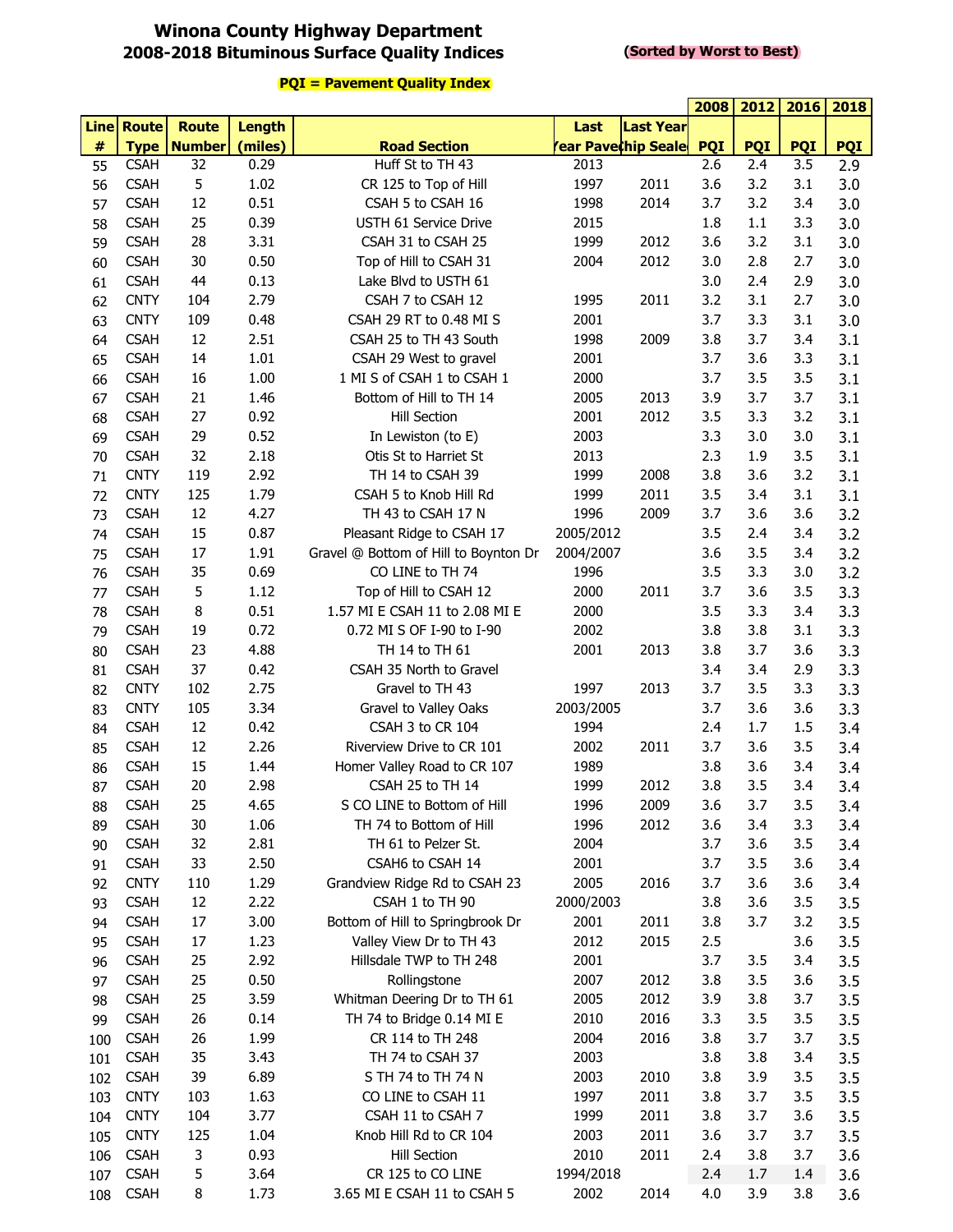# Winona County Highway Department
## 2008-2018 Bituminous Surface Quality Indices

**(Sorted by Worst to Best)**

**PQI = Pavement Quality Index**

| Line # | Route Type | Route Number | Length (miles) | Road Section | Last Year Paved | Last Year Chip Sealed | 2008 PQI | 2012 PQI | 2016 PQI | 2018 PQI |
|---|---|---|---|---|---|---|---|---|---|---|
| 55 | CSAH | 32 | 0.29 | Huff St to TH 43 | 2013 | | 2.6 | 2.4 | 3.5 | 2.9 |
| 56 | CSAH | 5 | 1.02 | CR 125 to Top of Hill | 1997 | 2011 | 3.6 | 3.2 | 3.1 | 3.0 |
| 57 | CSAH | 12 | 0.51 | CSAH 5 to CSAH 16 | 1998 | 2014 | 3.7 | 3.2 | 3.4 | 3.0 |
| 58 | CSAH | 25 | 0.39 | USTH 61 Service Drive | 2015 | | 1.8 | 1.1 | 3.3 | 3.0 |
| 59 | CSAH | 28 | 3.31 | CSAH 31 to CSAH 25 | 1999 | 2012 | 3.6 | 3.2 | 3.1 | 3.0 |
| 60 | CSAH | 30 | 0.50 | Top of Hill to CSAH 31 | 2004 | 2012 | 3.0 | 2.8 | 2.7 | 3.0 |
| 61 | CSAH | 44 | 0.13 | Lake Blvd to USTH 61 | | | 3.0 | 2.4 | 2.9 | 3.0 |
| 62 | CNTY | 104 | 2.79 | CSAH 7 to CSAH 12 | 1995 | 2011 | 3.2 | 3.1 | 2.7 | 3.0 |
| 63 | CNTY | 109 | 0.48 | CSAH 29 RT to 0.48 MI S | 2001 | | 3.7 | 3.3 | 3.1 | 3.0 |
| 64 | CSAH | 12 | 2.51 | CSAH 25 to TH 43 South | 1998 | 2009 | 3.8 | 3.7 | 3.4 | 3.1 |
| 65 | CSAH | 14 | 1.01 | CSAH 29 West to gravel | 2001 | | 3.7 | 3.6 | 3.3 | 3.1 |
| 66 | CSAH | 16 | 1.00 | 1 MI S of CSAH 1 to CSAH 1 | 2000 | | 3.7 | 3.5 | 3.5 | 3.1 |
| 67 | CSAH | 21 | 1.46 | Bottom of Hill to TH 14 | 2005 | 2013 | 3.9 | 3.7 | 3.7 | 3.1 |
| 68 | CSAH | 27 | 0.92 | Hill Section | 2001 | 2012 | 3.5 | 3.3 | 3.2 | 3.1 |
| 69 | CSAH | 29 | 0.52 | In Lewiston (to E) | 2003 | | 3.3 | 3.0 | 3.0 | 3.1 |
| 70 | CSAH | 32 | 2.18 | Otis St to Harriet St | 2013 | | 2.3 | 1.9 | 3.5 | 3.1 |
| 71 | CNTY | 119 | 2.92 | TH 14 to CSAH 39 | 1999 | 2008 | 3.8 | 3.6 | 3.2 | 3.1 |
| 72 | CNTY | 125 | 1.79 | CSAH 5 to Knob Hill Rd | 1999 | 2011 | 3.5 | 3.4 | 3.1 | 3.1 |
| 73 | CSAH | 12 | 4.27 | TH 43 to CSAH 17 N | 1996 | 2009 | 3.7 | 3.6 | 3.6 | 3.2 |
| 74 | CSAH | 15 | 0.87 | Pleasant Ridge to CSAH 17 | 2005/2012 | | 3.5 | 2.4 | 3.4 | 3.2 |
| 75 | CSAH | 17 | 1.91 | Gravel @ Bottom of Hill to Boynton Dr | 2004/2007 | | 3.6 | 3.5 | 3.4 | 3.2 |
| 76 | CSAH | 35 | 0.69 | CO LINE to TH 74 | 1996 | | 3.5 | 3.3 | 3.0 | 3.2 |
| 77 | CSAH | 5 | 1.12 | Top of Hill to CSAH 12 | 2000 | 2011 | 3.7 | 3.6 | 3.5 | 3.3 |
| 78 | CSAH | 8 | 0.51 | 1.57 MI E CSAH 11 to 2.08 MI E | 2000 | | 3.5 | 3.3 | 3.4 | 3.3 |
| 79 | CSAH | 19 | 0.72 | 0.72 MI S OF I-90 to I-90 | 2002 | | 3.8 | 3.8 | 3.1 | 3.3 |
| 80 | CSAH | 23 | 4.88 | TH 14 to TH 61 | 2001 | 2013 | 3.8 | 3.7 | 3.6 | 3.3 |
| 81 | CSAH | 37 | 0.42 | CSAH 35 North to Gravel | | | 3.4 | 3.4 | 2.9 | 3.3 |
| 82 | CNTY | 102 | 2.75 | Gravel to TH 43 | 1997 | 2013 | 3.7 | 3.5 | 3.3 | 3.3 |
| 83 | CNTY | 105 | 3.34 | Gravel to Valley Oaks | 2003/2005 | | 3.7 | 3.6 | 3.6 | 3.3 |
| 84 | CSAH | 12 | 0.42 | CSAH 3 to CR 104 | 1994 | | 2.4 | 1.7 | 1.5 | 3.4 |
| 85 | CSAH | 12 | 2.26 | Riverview Drive to CR 101 | 2002 | 2011 | 3.7 | 3.6 | 3.5 | 3.4 |
| 86 | CSAH | 15 | 1.44 | Homer Valley Road to CR 107 | 1989 | | 3.8 | 3.6 | 3.4 | 3.4 |
| 87 | CSAH | 20 | 2.98 | CSAH 25 to TH 14 | 1999 | 2012 | 3.8 | 3.5 | 3.4 | 3.4 |
| 88 | CSAH | 25 | 4.65 | S CO LINE to Bottom of Hill | 1996 | 2009 | 3.6 | 3.7 | 3.5 | 3.4 |
| 89 | CSAH | 30 | 1.06 | TH 74 to Bottom of Hill | 1996 | 2012 | 3.6 | 3.4 | 3.3 | 3.4 |
| 90 | CSAH | 32 | 2.81 | TH 61 to Pelzer St. | 2004 | | 3.7 | 3.6 | 3.5 | 3.4 |
| 91 | CSAH | 33 | 2.50 | CSAH6 to CSAH 14 | 2001 | | 3.7 | 3.5 | 3.6 | 3.4 |
| 92 | CNTY | 110 | 1.29 | Grandview Ridge Rd to CSAH 23 | 2005 | 2016 | 3.7 | 3.6 | 3.6 | 3.4 |
| 93 | CSAH | 12 | 2.22 | CSAH 1 to TH 90 | 2000/2003 | | 3.8 | 3.6 | 3.5 | 3.5 |
| 94 | CSAH | 17 | 3.00 | Bottom of Hill to Springbrook Dr | 2001 | 2011 | 3.8 | 3.7 | 3.2 | 3.5 |
| 95 | CSAH | 17 | 1.23 | Valley View Dr to TH 43 | 2012 | 2015 | 2.5 | | 3.6 | 3.5 |
| 96 | CSAH | 25 | 2.92 | Hillsdale TWP to TH 248 | 2001 | | 3.7 | 3.5 | 3.4 | 3.5 |
| 97 | CSAH | 25 | 0.50 | Rollingstone | 2007 | 2012 | 3.8 | 3.5 | 3.6 | 3.5 |
| 98 | CSAH | 25 | 3.59 | Whitman Deering Dr to TH 61 | 2005 | 2012 | 3.9 | 3.8 | 3.7 | 3.5 |
| 99 | CSAH | 26 | 0.14 | TH 74 to Bridge 0.14 MI E | 2010 | 2016 | 3.3 | 3.5 | 3.5 | 3.5 |
| 100 | CSAH | 26 | 1.99 | CR 114 to TH 248 | 2004 | 2016 | 3.8 | 3.7 | 3.7 | 3.5 |
| 101 | CSAH | 35 | 3.43 | TH 74 to CSAH 37 | 2003 | | 3.8 | 3.8 | 3.4 | 3.5 |
| 102 | CSAH | 39 | 6.89 | S TH 74 to TH 74 N | 2003 | 2010 | 3.8 | 3.9 | 3.5 | 3.5 |
| 103 | CNTY | 103 | 1.63 | CO LINE to CSAH 11 | 1997 | 2011 | 3.8 | 3.7 | 3.5 | 3.5 |
| 104 | CNTY | 104 | 3.77 | CSAH 11 to CSAH 7 | 1999 | 2011 | 3.8 | 3.7 | 3.6 | 3.5 |
| 105 | CNTY | 125 | 1.04 | Knob Hill Rd to CR 104 | 2003 | 2011 | 3.6 | 3.7 | 3.7 | 3.5 |
| 106 | CSAH | 3 | 0.93 | Hill Section | 2010 | 2011 | 2.4 | 3.8 | 3.7 | 3.6 |
| 107 | CSAH | 5 | 3.64 | CR 125 to CO LINE | 1994/2018 | | 2.4 | 1.7 | 1.4 | 3.6 |
| 108 | CSAH | 8 | 1.73 | 3.65 MI E CSAH 11 to CSAH 5 | 2002 | 2014 | 4.0 | 3.9 | 3.8 | 3.6 |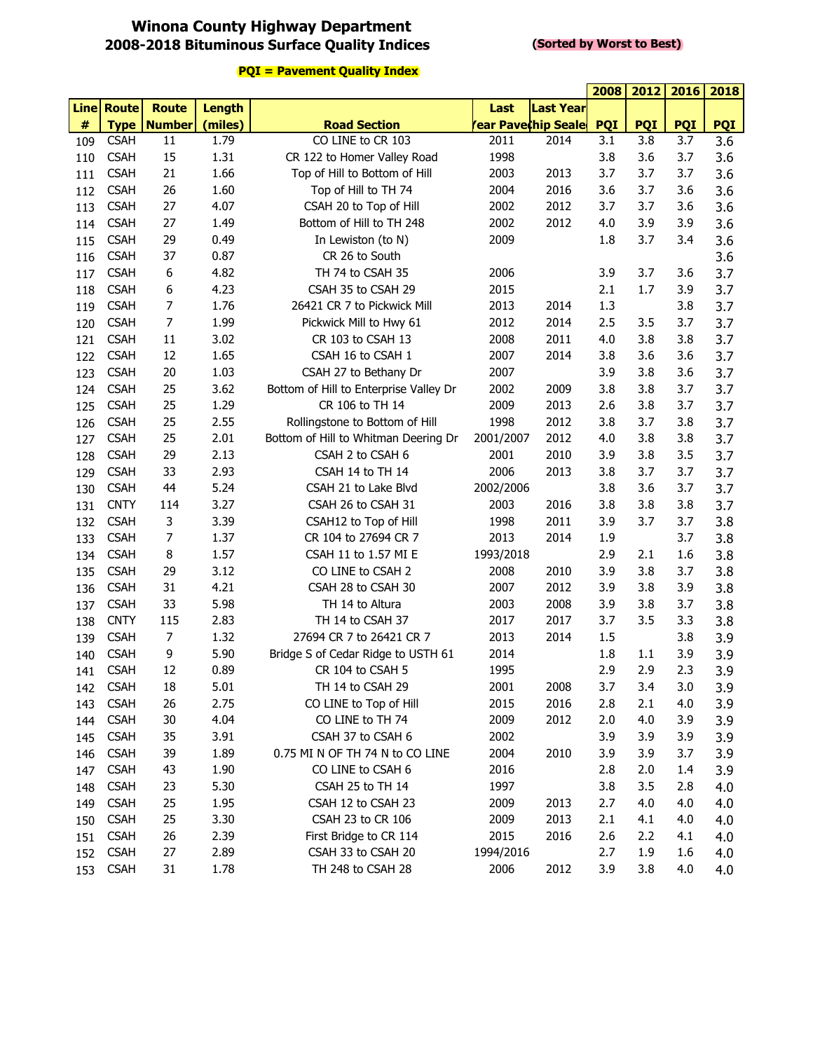# Winona County Highway Department
## 2008-2018 Bituminous Surface Quality Indices

**(Sorted by Worst to Best)**

**PQI = Pavement Quality Index**

| Line # | Route Type | Route Number | Length (miles) | Road Section | Last Year Paved | Last Year Chip Sealed | 2008 PQI | 2012 PQI | 2016 PQI | 2018 PQI |
|---|---|---|---|---|---|---|---|---|---|---|
| 109 | CSAH | 11 | 1.79 | CO LINE to CR 103 | 2011 | 2014 | 3.1 | 3.8 | 3.7 | 3.6 |
| 110 | CSAH | 15 | 1.31 | CR 122 to Homer Valley Road | 1998 | | 3.8 | 3.6 | 3.7 | 3.6 |
| 111 | CSAH | 21 | 1.66 | Top of Hill to Bottom of Hill | 2003 | 2013 | 3.7 | 3.7 | 3.7 | 3.6 |
| 112 | CSAH | 26 | 1.60 | Top of Hill to TH 74 | 2004 | 2016 | 3.6 | 3.7 | 3.6 | 3.6 |
| 113 | CSAH | 27 | 4.07 | CSAH 20 to Top of Hill | 2002 | 2012 | 3.7 | 3.7 | 3.6 | 3.6 |
| 114 | CSAH | 27 | 1.49 | Bottom of Hill to TH 248 | 2002 | 2012 | 4.0 | 3.9 | 3.9 | 3.6 |
| 115 | CSAH | 29 | 0.49 | In Lewiston (to N) | 2009 | | 1.8 | 3.7 | 3.4 | 3.6 |
| 116 | CSAH | 37 | 0.87 | CR 26 to South | | | | | | 3.6 |
| 117 | CSAH | 6 | 4.82 | TH 74 to CSAH 35 | 2006 | | 3.9 | 3.7 | 3.6 | 3.7 |
| 118 | CSAH | 6 | 4.23 | CSAH 35 to CSAH 29 | 2015 | | 2.1 | 1.7 | 3.9 | 3.7 |
| 119 | CSAH | 7 | 1.76 | 26421 CR 7 to Pickwick Mill | 2013 | 2014 | 1.3 | | 3.8 | 3.7 |
| 120 | CSAH | 7 | 1.99 | Pickwick Mill to Hwy 61 | 2012 | 2014 | 2.5 | 3.5 | 3.7 | 3.7 |
| 121 | CSAH | 11 | 3.02 | CR 103 to CSAH 13 | 2008 | 2011 | 4.0 | 3.8 | 3.8 | 3.7 |
| 122 | CSAH | 12 | 1.65 | CSAH 16 to CSAH 1 | 2007 | 2014 | 3.8 | 3.6 | 3.6 | 3.7 |
| 123 | CSAH | 20 | 1.03 | CSAH 27 to Bethany Dr | 2007 | | 3.9 | 3.8 | 3.6 | 3.7 |
| 124 | CSAH | 25 | 3.62 | Bottom of Hill to Enterprise Valley Dr | 2002 | 2009 | 3.8 | 3.8 | 3.7 | 3.7 |
| 125 | CSAH | 25 | 1.29 | CR 106 to TH 14 | 2009 | 2013 | 2.6 | 3.8 | 3.7 | 3.7 |
| 126 | CSAH | 25 | 2.55 | Rollingstone to Bottom of Hill | 1998 | 2012 | 3.8 | 3.7 | 3.8 | 3.7 |
| 127 | CSAH | 25 | 2.01 | Bottom of Hill to Whitman Deering Dr | 2001/2007 | 2012 | 4.0 | 3.8 | 3.8 | 3.7 |
| 128 | CSAH | 29 | 2.13 | CSAH 2 to CSAH 6 | 2001 | 2010 | 3.9 | 3.8 | 3.5 | 3.7 |
| 129 | CSAH | 33 | 2.93 | CSAH 14 to TH 14 | 2006 | 2013 | 3.8 | 3.7 | 3.7 | 3.7 |
| 130 | CSAH | 44 | 5.24 | CSAH 21 to Lake Blvd | 2002/2006 | | 3.8 | 3.6 | 3.7 | 3.7 |
| 131 | CNTY | 114 | 3.27 | CSAH 26 to CSAH 31 | 2003 | 2016 | 3.8 | 3.8 | 3.8 | 3.7 |
| 132 | CSAH | 3 | 3.39 | CSAH12 to Top of Hill | 1998 | 2011 | 3.9 | 3.7 | 3.7 | 3.8 |
| 133 | CSAH | 7 | 1.37 | CR 104 to 27694 CR 7 | 2013 | 2014 | 1.9 | | 3.7 | 3.8 |
| 134 | CSAH | 8 | 1.57 | CSAH 11 to 1.57 MI E | 1993/2018 | | 2.9 | 2.1 | 1.6 | 3.8 |
| 135 | CSAH | 29 | 3.12 | CO LINE to CSAH 2 | 2008 | 2010 | 3.9 | 3.8 | 3.7 | 3.8 |
| 136 | CSAH | 31 | 4.21 | CSAH 28 to CSAH 30 | 2007 | 2012 | 3.9 | 3.8 | 3.9 | 3.8 |
| 137 | CSAH | 33 | 5.98 | TH 14 to Altura | 2003 | 2008 | 3.9 | 3.8 | 3.7 | 3.8 |
| 138 | CNTY | 115 | 2.83 | TH 14 to CSAH 37 | 2017 | 2017 | 3.7 | 3.5 | 3.3 | 3.8 |
| 139 | CSAH | 7 | 1.32 | 27694 CR 7 to 26421 CR 7 | 2013 | 2014 | 1.5 | | 3.8 | 3.9 |
| 140 | CSAH | 9 | 5.90 | Bridge S of Cedar Ridge to USTH 61 | 2014 | | 1.8 | 1.1 | 3.9 | 3.9 |
| 141 | CSAH | 12 | 0.89 | CR 104 to CSAH 5 | 1995 | | 2.9 | 2.9 | 2.3 | 3.9 |
| 142 | CSAH | 18 | 5.01 | TH 14 to CSAH 29 | 2001 | 2008 | 3.7 | 3.4 | 3.0 | 3.9 |
| 143 | CSAH | 26 | 2.75 | CO LINE to Top of Hill | 2015 | 2016 | 2.8 | 2.1 | 4.0 | 3.9 |
| 144 | CSAH | 30 | 4.04 | CO LINE to TH 74 | 2009 | 2012 | 2.0 | 4.0 | 3.9 | 3.9 |
| 145 | CSAH | 35 | 3.91 | CSAH 37 to CSAH 6 | 2002 | | 3.9 | 3.9 | 3.9 | 3.9 |
| 146 | CSAH | 39 | 1.89 | 0.75 MI N OF TH 74 N to CO LINE | 2004 | 2010 | 3.9 | 3.9 | 3.7 | 3.9 |
| 147 | CSAH | 43 | 1.90 | CO LINE to CSAH 6 | 2016 | | 2.8 | 2.0 | 1.4 | 3.9 |
| 148 | CSAH | 23 | 5.30 | CSAH 25 to TH 14 | 1997 | | 3.8 | 3.5 | 2.8 | 4.0 |
| 149 | CSAH | 25 | 1.95 | CSAH 12 to CSAH 23 | 2009 | 2013 | 2.7 | 4.0 | 4.0 | 4.0 |
| 150 | CSAH | 25 | 3.30 | CSAH 23 to CR 106 | 2009 | 2013 | 2.1 | 4.1 | 4.0 | 4.0 |
| 151 | CSAH | 26 | 2.39 | First Bridge to CR 114 | 2015 | 2016 | 2.6 | 2.2 | 4.1 | 4.0 |
| 152 | CSAH | 27 | 2.89 | CSAH 33 to CSAH 20 | 1994/2016 | | 2.7 | 1.9 | 1.6 | 4.0 |
| 153 | CSAH | 31 | 1.78 | TH 248 to CSAH 28 | 2006 | 2012 | 3.9 | 3.8 | 4.0 | 4.0 |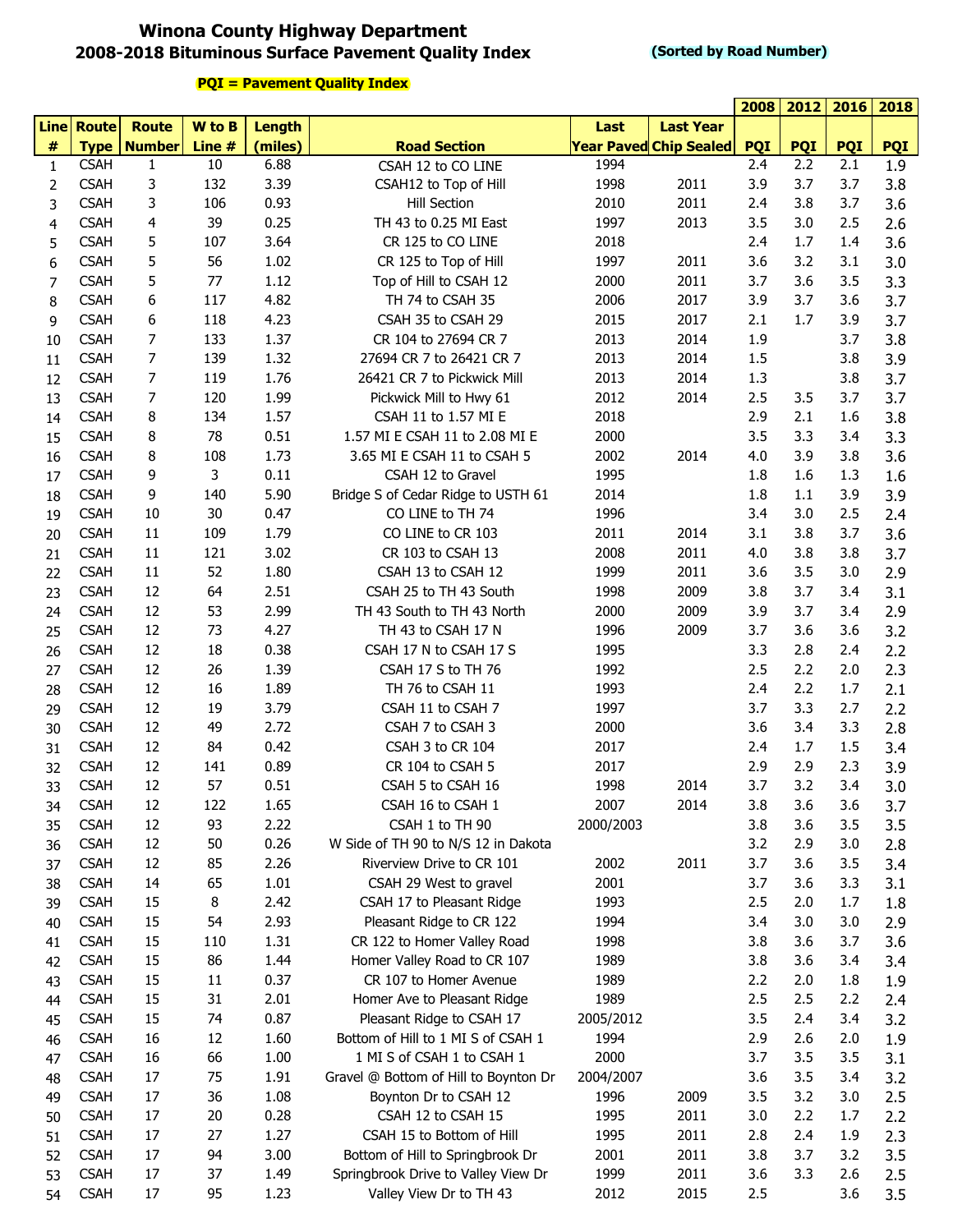# Winona County Highway Department
## 2008-2018 Bituminous Surface Pavement Quality Index

**(Sorted by Road Number)**

**PQI = Pavement Quality Index**

| Line # | Route Type | Route Number | W to B Line # | Length (miles) | Road Section | Last Year Paved | Last Year Chip Sealed | 2008 PQI | 2012 PQI | 2016 PQI | 2018 PQI |
|---|---|---|---|---|---|---|---|---|---|---|---|
| 1 | CSAH | 1 | 10 | 6.88 | CSAH 12 to CO LINE | 1994 | | 2.4 | 2.2 | 2.1 | 1.9 |
| 2 | CSAH | 3 | 132 | 3.39 | CSAH12 to Top of Hill | 1998 | 2011 | 3.9 | 3.7 | 3.7 | 3.8 |
| 3 | CSAH | 3 | 106 | 0.93 | Hill Section | 2010 | 2011 | 2.4 | 3.8 | 3.7 | 3.6 |
| 4 | CSAH | 4 | 39 | 0.25 | TH 43 to 0.25 MI East | 1997 | 2013 | 3.5 | 3.0 | 2.5 | 2.6 |
| 5 | CSAH | 5 | 107 | 3.64 | CR 125 to CO LINE | 2018 | | 2.4 | 1.7 | 1.4 | 3.6 |
| 6 | CSAH | 5 | 56 | 1.02 | CR 125 to Top of Hill | 1997 | 2011 | 3.6 | 3.2 | 3.1 | 3.0 |
| 7 | CSAH | 5 | 77 | 1.12 | Top of Hill to CSAH 12 | 2000 | 2011 | 3.7 | 3.6 | 3.5 | 3.3 |
| 8 | CSAH | 6 | 117 | 4.82 | TH 74 to CSAH 35 | 2006 | 2017 | 3.9 | 3.7 | 3.6 | 3.7 |
| 9 | CSAH | 6 | 118 | 4.23 | CSAH 35 to CSAH 29 | 2015 | 2017 | 2.1 | 1.7 | 3.9 | 3.7 |
| 10 | CSAH | 7 | 133 | 1.37 | CR 104 to 27694 CR 7 | 2013 | 2014 | 1.9 | | 3.7 | 3.8 |
| 11 | CSAH | 7 | 139 | 1.32 | 27694 CR 7 to 26421 CR 7 | 2013 | 2014 | 1.5 | | 3.8 | 3.9 |
| 12 | CSAH | 7 | 119 | 1.76 | 26421 CR 7 to Pickwick Mill | 2013 | 2014 | 1.3 | | 3.8 | 3.7 |
| 13 | CSAH | 7 | 120 | 1.99 | Pickwick Mill to Hwy 61 | 2012 | 2014 | 2.5 | 3.5 | 3.7 | 3.7 |
| 14 | CSAH | 8 | 134 | 1.57 | CSAH 11 to 1.57 MI E | 2018 | | 2.9 | 2.1 | 1.6 | 3.8 |
| 15 | CSAH | 8 | 78 | 0.51 | 1.57 MI E CSAH 11 to 2.08 MI E | 2000 | | 3.5 | 3.3 | 3.4 | 3.3 |
| 16 | CSAH | 8 | 108 | 1.73 | 3.65 MI E CSAH 11 to CSAH 5 | 2002 | 2014 | 4.0 | 3.9 | 3.8 | 3.6 |
| 17 | CSAH | 9 | 3 | 0.11 | CSAH 12 to Gravel | 1995 | | 1.8 | 1.6 | 1.3 | 1.6 |
| 18 | CSAH | 9 | 140 | 5.90 | Bridge S of Cedar Ridge to USTH 61 | 2014 | | 1.8 | 1.1 | 3.9 | 3.9 |
| 19 | CSAH | 10 | 30 | 0.47 | CO LINE to TH 74 | 1996 | | 3.4 | 3.0 | 2.5 | 2.4 |
| 20 | CSAH | 11 | 109 | 1.79 | CO LINE to CR 103 | 2011 | 2014 | 3.1 | 3.8 | 3.7 | 3.6 |
| 21 | CSAH | 11 | 121 | 3.02 | CR 103 to CSAH 13 | 2008 | 2011 | 4.0 | 3.8 | 3.8 | 3.7 |
| 22 | CSAH | 11 | 52 | 1.80 | CSAH 13 to CSAH 12 | 1999 | 2011 | 3.6 | 3.5 | 3.0 | 2.9 |
| 23 | CSAH | 12 | 64 | 2.51 | CSAH 25 to TH 43 South | 1998 | 2009 | 3.8 | 3.7 | 3.4 | 3.1 |
| 24 | CSAH | 12 | 53 | 2.99 | TH 43 South to TH 43 North | 2000 | 2009 | 3.9 | 3.7 | 3.4 | 2.9 |
| 25 | CSAH | 12 | 73 | 4.27 | TH 43 to CSAH 17 N | 1996 | 2009 | 3.7 | 3.6 | 3.6 | 3.2 |
| 26 | CSAH | 12 | 18 | 0.38 | CSAH 17 N to CSAH 17 S | 1995 | | 3.3 | 2.8 | 2.4 | 2.2 |
| 27 | CSAH | 12 | 26 | 1.39 | CSAH 17 S to TH 76 | 1992 | | 2.5 | 2.2 | 2.0 | 2.3 |
| 28 | CSAH | 12 | 16 | 1.89 | TH 76 to CSAH 11 | 1993 | | 2.4 | 2.2 | 1.7 | 2.1 |
| 29 | CSAH | 12 | 19 | 3.79 | CSAH 11 to CSAH 7 | 1997 | | 3.7 | 3.3 | 2.7 | 2.2 |
| 30 | CSAH | 12 | 49 | 2.72 | CSAH 7 to CSAH 3 | 2000 | | 3.6 | 3.4 | 3.3 | 2.8 |
| 31 | CSAH | 12 | 84 | 0.42 | CSAH 3 to CR 104 | 2017 | | 2.4 | 1.7 | 1.5 | 3.4 |
| 32 | CSAH | 12 | 141 | 0.89 | CR 104 to CSAH 5 | 2017 | | 2.9 | 2.9 | 2.3 | 3.9 |
| 33 | CSAH | 12 | 57 | 0.51 | CSAH 5 to CSAH 16 | 1998 | 2014 | 3.7 | 3.2 | 3.4 | 3.0 |
| 34 | CSAH | 12 | 122 | 1.65 | CSAH 16 to CSAH 1 | 2007 | 2014 | 3.8 | 3.6 | 3.6 | 3.7 |
| 35 | CSAH | 12 | 93 | 2.22 | CSAH 1 to TH 90 | 2000/2003 | | 3.8 | 3.6 | 3.5 | 3.5 |
| 36 | CSAH | 12 | 50 | 0.26 | W Side of TH 90 to N/S 12 in Dakota | | | 3.2 | 2.9 | 3.0 | 2.8 |
| 37 | CSAH | 12 | 85 | 2.26 | Riverview Drive to CR 101 | 2002 | 2011 | 3.7 | 3.6 | 3.5 | 3.4 |
| 38 | CSAH | 14 | 65 | 1.01 | CSAH 29 West to gravel | 2001 | | 3.7 | 3.6 | 3.3 | 3.1 |
| 39 | CSAH | 15 | 8 | 2.42 | CSAH 17 to Pleasant Ridge | 1993 | | 2.5 | 2.0 | 1.7 | 1.8 |
| 40 | CSAH | 15 | 54 | 2.93 | Pleasant Ridge to CR 122 | 1994 | | 3.4 | 3.0 | 3.0 | 2.9 |
| 41 | CSAH | 15 | 110 | 1.31 | CR 122 to Homer Valley Road | 1998 | | 3.8 | 3.6 | 3.7 | 3.6 |
| 42 | CSAH | 15 | 86 | 1.44 | Homer Valley Road to CR 107 | 1989 | | 3.8 | 3.6 | 3.4 | 3.4 |
| 43 | CSAH | 15 | 11 | 0.37 | CR 107 to Homer Avenue | 1989 | | 2.2 | 2.0 | 1.8 | 1.9 |
| 44 | CSAH | 15 | 31 | 2.01 | Homer Ave to Pleasant Ridge | 1989 | | 2.5 | 2.5 | 2.2 | 2.4 |
| 45 | CSAH | 15 | 74 | 0.87 | Pleasant Ridge to CSAH 17 | 2005/2012 | | 3.5 | 2.4 | 3.4 | 3.2 |
| 46 | CSAH | 16 | 12 | 1.60 | Bottom of Hill to 1 MI S of CSAH 1 | 1994 | | 2.9 | 2.6 | 2.0 | 1.9 |
| 47 | CSAH | 16 | 66 | 1.00 | 1 MI S of CSAH 1 to CSAH 1 | 2000 | | 3.7 | 3.5 | 3.5 | 3.1 |
| 48 | CSAH | 17 | 75 | 1.91 | Gravel @ Bottom of Hill to Boynton Dr | 2004/2007 | | 3.6 | 3.5 | 3.4 | 3.2 |
| 49 | CSAH | 17 | 36 | 1.08 | Boynton Dr to CSAH 12 | 1996 | 2009 | 3.5 | 3.2 | 3.0 | 2.5 |
| 50 | CSAH | 17 | 20 | 0.28 | CSAH 12 to CSAH 15 | 1995 | 2011 | 3.0 | 2.2 | 1.7 | 2.2 |
| 51 | CSAH | 17 | 27 | 1.27 | CSAH 15 to Bottom of Hill | 1995 | 2011 | 2.8 | 2.4 | 1.9 | 2.3 |
| 52 | CSAH | 17 | 94 | 3.00 | Bottom of Hill to Springbrook Dr | 2001 | 2011 | 3.8 | 3.7 | 3.2 | 3.5 |
| 53 | CSAH | 17 | 37 | 1.49 | Springbrook Drive to Valley View Dr | 1999 | 2011 | 3.6 | 3.3 | 2.6 | 2.5 |
| 54 | CSAH | 17 | 95 | 1.23 | Valley View Dr to TH 43 | 2012 | 2015 | 2.5 | | 3.6 | 3.5 |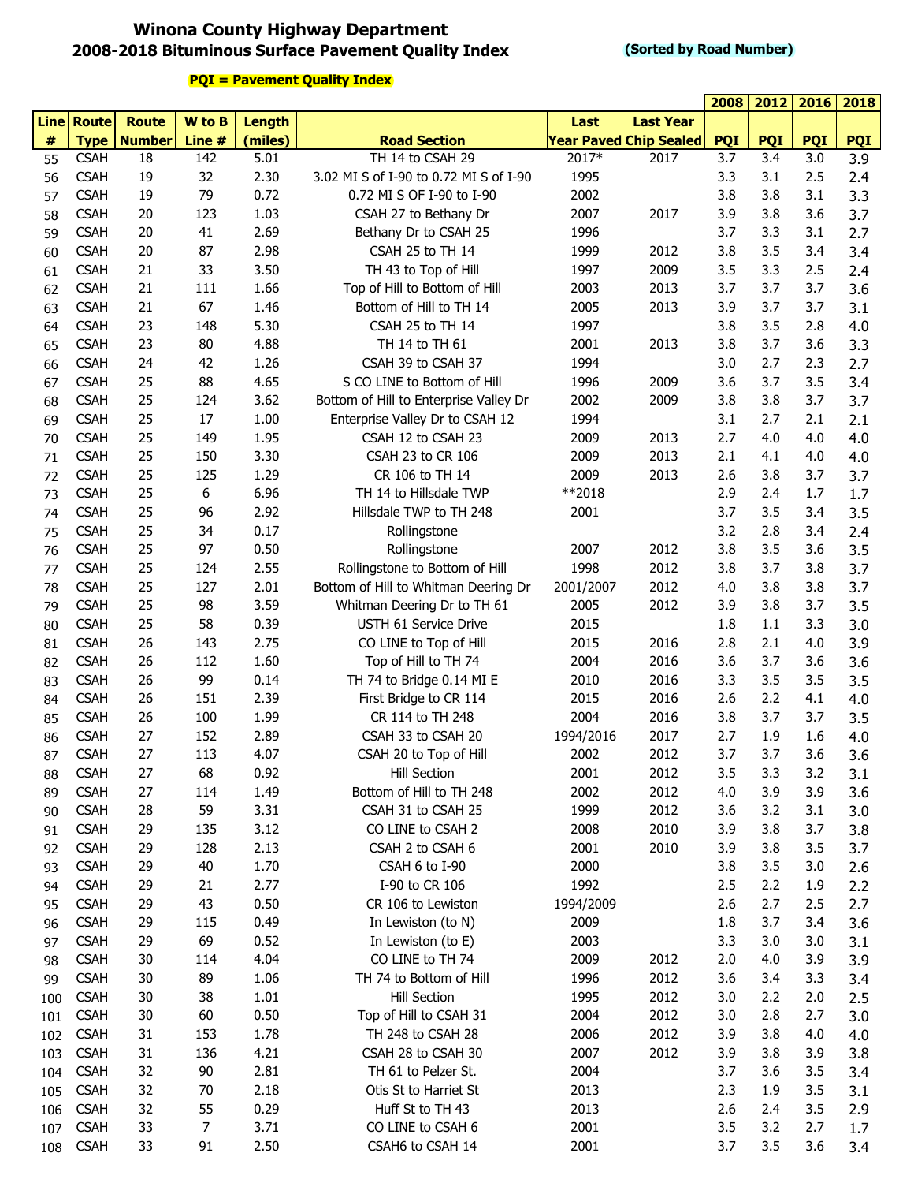# Winona County Highway Department
## 2008-2018 Bituminous Surface Pavement Quality Index

**(Sorted by Road Number)**

**PQI = Pavement Quality Index**

| Line # | Route Type | Route Number | W to B Line # | Length (miles) | Road Section | Last Year Paved | Last Year Chip Sealed | 2008 PQI | 2012 PQI | 2016 PQI | 2018 PQI |
|---|---|---|---|---|---|---|---|---|---|---|---|
| 55 | CSAH | 18 | 142 | 5.01 | TH 14 to CSAH 29 | 2017* | 2017 | 3.7 | 3.4 | 3.0 | 3.9 |
| 56 | CSAH | 19 | 32 | 2.30 | 3.02 MI S of I-90 to 0.72 MI S of I-90 | 1995 | | 3.3 | 3.1 | 2.5 | 2.4 |
| 57 | CSAH | 19 | 79 | 0.72 | 0.72 MI S OF I-90 to I-90 | 2002 | | 3.8 | 3.8 | 3.1 | 3.3 |
| 58 | CSAH | 20 | 123 | 1.03 | CSAH 27 to Bethany Dr | 2007 | 2017 | 3.9 | 3.8 | 3.6 | 3.7 |
| 59 | CSAH | 20 | 41 | 2.69 | Bethany Dr to CSAH 25 | 1996 | | 3.7 | 3.3 | 3.1 | 2.7 |
| 60 | CSAH | 20 | 87 | 2.98 | CSAH 25 to TH 14 | 1999 | 2012 | 3.8 | 3.5 | 3.4 | 3.4 |
| 61 | CSAH | 21 | 33 | 3.50 | TH 43 to Top of Hill | 1997 | 2009 | 3.5 | 3.3 | 2.5 | 2.4 |
| 62 | CSAH | 21 | 111 | 1.66 | Top of Hill to Bottom of Hill | 2003 | 2013 | 3.7 | 3.7 | 3.7 | 3.6 |
| 63 | CSAH | 21 | 67 | 1.46 | Bottom of Hill to TH 14 | 2005 | 2013 | 3.9 | 3.7 | 3.7 | 3.1 |
| 64 | CSAH | 23 | 148 | 5.30 | CSAH 25 to TH 14 | 1997 | | 3.8 | 3.5 | 2.8 | 4.0 |
| 65 | CSAH | 23 | 80 | 4.88 | TH 14 to TH 61 | 2001 | 2013 | 3.8 | 3.7 | 3.6 | 3.3 |
| 66 | CSAH | 24 | 42 | 1.26 | CSAH 39 to CSAH 37 | 1994 | | 3.0 | 2.7 | 2.3 | 2.7 |
| 67 | CSAH | 25 | 88 | 4.65 | S CO LINE to Bottom of Hill | 1996 | 2009 | 3.6 | 3.7 | 3.5 | 3.4 |
| 68 | CSAH | 25 | 124 | 3.62 | Bottom of Hill to Enterprise Valley Dr | 2002 | 2009 | 3.8 | 3.8 | 3.7 | 3.7 |
| 69 | CSAH | 25 | 17 | 1.00 | Enterprise Valley Dr to CSAH 12 | 1994 | | 3.1 | 2.7 | 2.1 | 2.1 |
| 70 | CSAH | 25 | 149 | 1.95 | CSAH 12 to CSAH 23 | 2009 | 2013 | 2.7 | 4.0 | 4.0 | 4.0 |
| 71 | CSAH | 25 | 150 | 3.30 | CSAH 23 to CR 106 | 2009 | 2013 | 2.1 | 4.1 | 4.0 | 4.0 |
| 72 | CSAH | 25 | 125 | 1.29 | CR 106 to TH 14 | 2009 | 2013 | 2.6 | 3.8 | 3.7 | 3.7 |
| 73 | CSAH | 25 | 6 | 6.96 | TH 14 to Hillsdale TWP | **2018 | | 2.9 | 2.4 | 1.7 | 1.7 |
| 74 | CSAH | 25 | 96 | 2.92 | Hillsdale TWP to TH 248 | 2001 | | 3.7 | 3.5 | 3.4 | 3.5 |
| 75 | CSAH | 25 | 34 | 0.17 | Rollingstone | | | 3.2 | 2.8 | 3.4 | 2.4 |
| 76 | CSAH | 25 | 97 | 0.50 | Rollingstone | 2007 | 2012 | 3.8 | 3.5 | 3.6 | 3.5 |
| 77 | CSAH | 25 | 124 | 2.55 | Rollingstone to Bottom of Hill | 1998 | 2012 | 3.8 | 3.7 | 3.8 | 3.7 |
| 78 | CSAH | 25 | 127 | 2.01 | Bottom of Hill to Whitman Deering Dr | 2001/2007 | 2012 | 4.0 | 3.8 | 3.8 | 3.7 |
| 79 | CSAH | 25 | 98 | 3.59 | Whitman Deering Dr to TH 61 | 2005 | 2012 | 3.9 | 3.8 | 3.7 | 3.5 |
| 80 | CSAH | 25 | 58 | 0.39 | USTH 61 Service Drive | 2015 | | 1.8 | 1.1 | 3.3 | 3.0 |
| 81 | CSAH | 26 | 143 | 2.75 | CO LINE to Top of Hill | 2015 | 2016 | 2.8 | 2.1 | 4.0 | 3.9 |
| 82 | CSAH | 26 | 112 | 1.60 | Top of Hill to TH 74 | 2004 | 2016 | 3.6 | 3.7 | 3.6 | 3.6 |
| 83 | CSAH | 26 | 99 | 0.14 | TH 74 to Bridge 0.14 MI E | 2010 | 2016 | 3.3 | 3.5 | 3.5 | 3.5 |
| 84 | CSAH | 26 | 151 | 2.39 | First Bridge to CR 114 | 2015 | 2016 | 2.6 | 2.2 | 4.1 | 4.0 |
| 85 | CSAH | 26 | 100 | 1.99 | CR 114 to TH 248 | 2004 | 2016 | 3.8 | 3.7 | 3.7 | 3.5 |
| 86 | CSAH | 27 | 152 | 2.89 | CSAH 33 to CSAH 20 | 1994/2016 | 2017 | 2.7 | 1.9 | 1.6 | 4.0 |
| 87 | CSAH | 27 | 113 | 4.07 | CSAH 20 to Top of Hill | 2002 | 2012 | 3.7 | 3.7 | 3.6 | 3.6 |
| 88 | CSAH | 27 | 68 | 0.92 | Hill Section | 2001 | 2012 | 3.5 | 3.3 | 3.2 | 3.1 |
| 89 | CSAH | 27 | 114 | 1.49 | Bottom of Hill to TH 248 | 2002 | 2012 | 4.0 | 3.9 | 3.9 | 3.6 |
| 90 | CSAH | 28 | 59 | 3.31 | CSAH 31 to CSAH 25 | 1999 | 2012 | 3.6 | 3.2 | 3.1 | 3.0 |
| 91 | CSAH | 29 | 135 | 3.12 | CO LINE to CSAH 2 | 2008 | 2010 | 3.9 | 3.8 | 3.7 | 3.8 |
| 92 | CSAH | 29 | 128 | 2.13 | CSAH 2 to CSAH 6 | 2001 | 2010 | 3.9 | 3.8 | 3.5 | 3.7 |
| 93 | CSAH | 29 | 40 | 1.70 | CSAH 6 to I-90 | 2000 | | 3.8 | 3.5 | 3.0 | 2.6 |
| 94 | CSAH | 29 | 21 | 2.77 | I-90 to CR 106 | 1992 | | 2.5 | 2.2 | 1.9 | 2.2 |
| 95 | CSAH | 29 | 43 | 0.50 | CR 106 to Lewiston | 1994/2009 | | 2.6 | 2.7 | 2.5 | 2.7 |
| 96 | CSAH | 29 | 115 | 0.49 | In Lewiston (to N) | 2009 | | 1.8 | 3.7 | 3.4 | 3.6 |
| 97 | CSAH | 29 | 69 | 0.52 | In Lewiston (to E) | 2003 | | 3.3 | 3.0 | 3.0 | 3.1 |
| 98 | CSAH | 30 | 114 | 4.04 | CO LINE to TH 74 | 2009 | 2012 | 2.0 | 4.0 | 3.9 | 3.9 |
| 99 | CSAH | 30 | 89 | 1.06 | TH 74 to Bottom of Hill | 1996 | 2012 | 3.6 | 3.4 | 3.3 | 3.4 |
| 100 | CSAH | 30 | 38 | 1.01 | Hill Section | 1995 | 2012 | 3.0 | 2.2 | 2.0 | 2.5 |
| 101 | CSAH | 30 | 60 | 0.50 | Top of Hill to CSAH 31 | 2004 | 2012 | 3.0 | 2.8 | 2.7 | 3.0 |
| 102 | CSAH | 31 | 153 | 1.78 | TH 248 to CSAH 28 | 2006 | 2012 | 3.9 | 3.8 | 4.0 | 4.0 |
| 103 | CSAH | 31 | 136 | 4.21 | CSAH 28 to CSAH 30 | 2007 | 2012 | 3.9 | 3.8 | 3.9 | 3.8 |
| 104 | CSAH | 32 | 90 | 2.81 | TH 61 to Pelzer St. | 2004 | | 3.7 | 3.6 | 3.5 | 3.4 |
| 105 | CSAH | 32 | 70 | 2.18 | Otis St to Harriet St | 2013 | | 2.3 | 1.9 | 3.5 | 3.1 |
| 106 | CSAH | 32 | 55 | 0.29 | Huff St to TH 43 | 2013 | | 2.6 | 2.4 | 3.5 | 2.9 |
| 107 | CSAH | 33 | 7 | 3.71 | CO LINE to CSAH 6 | 2001 | | 3.5 | 3.2 | 2.7 | 1.7 |
| 108 | CSAH | 33 | 91 | 2.50 | CSAH6 to CSAH 14 | 2001 | | 3.7 | 3.5 | 3.6 | 3.4 |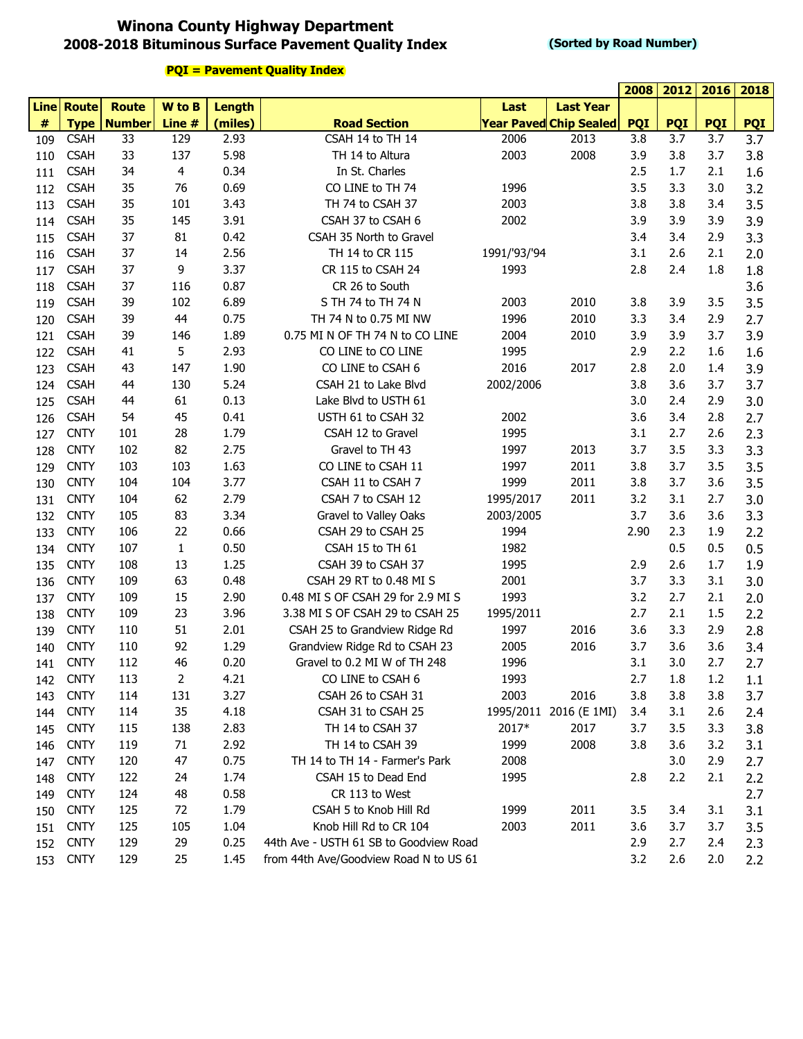# Winona County Highway Department
## 2008-2018 Bituminous Surface Pavement Quality Index

**(Sorted by Road Number)**

**PQI = Pavement Quality Index**

| Line # | Route Type | Route Number | W to B Line # | Length (miles) | Road Section | Last Year Paved | Last Year Chip Sealed | 2008 PQI | 2012 PQI | 2016 PQI | 2018 PQI |
|---|---|---|---|---|---|---|---|---|---|---|---|
| 109 | CSAH | 33 | 129 | 2.93 | CSAH 14 to TH 14 | 2006 | 2013 | 3.8 | 3.7 | 3.7 | 3.7 |
| 110 | CSAH | 33 | 137 | 5.98 | TH 14 to Altura | 2003 | 2008 | 3.9 | 3.8 | 3.7 | 3.8 |
| 111 | CSAH | 34 | 4 | 0.34 | In St. Charles | | | 2.5 | 1.7 | 2.1 | 1.6 |
| 112 | CSAH | 35 | 76 | 0.69 | CO LINE to TH 74 | 1996 | | 3.5 | 3.3 | 3.0 | 3.2 |
| 113 | CSAH | 35 | 101 | 3.43 | TH 74 to CSAH 37 | 2003 | | 3.8 | 3.8 | 3.4 | 3.5 |
| 114 | CSAH | 35 | 145 | 3.91 | CSAH 37 to CSAH 6 | 2002 | | 3.9 | 3.9 | 3.9 | 3.9 |
| 115 | CSAH | 37 | 81 | 0.42 | CSAH 35 North to Gravel | | | 3.4 | 3.4 | 2.9 | 3.3 |
| 116 | CSAH | 37 | 14 | 2.56 | TH 14 to CR 115 | 1991/'93/'94 | | 3.1 | 2.6 | 2.1 | 2.0 |
| 117 | CSAH | 37 | 9 | 3.37 | CR 115 to CSAH 24 | 1993 | | 2.8 | 2.4 | 1.8 | 1.8 |
| 118 | CSAH | 37 | 116 | 0.87 | CR 26 to South | | | | | | 3.6 |
| 119 | CSAH | 39 | 102 | 6.89 | S TH 74 to TH 74 N | 2003 | 2010 | 3.8 | 3.9 | 3.5 | 3.5 |
| 120 | CSAH | 39 | 44 | 0.75 | TH 74 N to 0.75 MI NW | 1996 | 2010 | 3.3 | 3.4 | 2.9 | 2.7 |
| 121 | CSAH | 39 | 146 | 1.89 | 0.75 MI N OF TH 74 N to CO LINE | 2004 | 2010 | 3.9 | 3.9 | 3.7 | 3.9 |
| 122 | CSAH | 41 | 5 | 2.93 | CO LINE to CO LINE | 1995 | | 2.9 | 2.2 | 1.6 | 1.6 |
| 123 | CSAH | 43 | 147 | 1.90 | CO LINE to CSAH 6 | 2016 | 2017 | 2.8 | 2.0 | 1.4 | 3.9 |
| 124 | CSAH | 44 | 130 | 5.24 | CSAH 21 to Lake Blvd | 2002/2006 | | 3.8 | 3.6 | 3.7 | 3.7 |
| 125 | CSAH | 44 | 61 | 0.13 | Lake Blvd to USTH 61 | | | 3.0 | 2.4 | 2.9 | 3.0 |
| 126 | CSAH | 54 | 45 | 0.41 | USTH 61 to CSAH 32 | 2002 | | 3.6 | 3.4 | 2.8 | 2.7 |
| 127 | CNTY | 101 | 28 | 1.79 | CSAH 12 to Gravel | 1995 | | 3.1 | 2.7 | 2.6 | 2.3 |
| 128 | CNTY | 102 | 82 | 2.75 | Gravel to TH 43 | 1997 | 2013 | 3.7 | 3.5 | 3.3 | 3.3 |
| 129 | CNTY | 103 | 103 | 1.63 | CO LINE to CSAH 11 | 1997 | 2011 | 3.8 | 3.7 | 3.5 | 3.5 |
| 130 | CNTY | 104 | 104 | 3.77 | CSAH 11 to CSAH 7 | 1999 | 2011 | 3.8 | 3.7 | 3.6 | 3.5 |
| 131 | CNTY | 104 | 62 | 2.79 | CSAH 7 to CSAH 12 | 1995/2017 | 2011 | 3.2 | 3.1 | 2.7 | 3.0 |
| 132 | CNTY | 105 | 83 | 3.34 | Gravel to Valley Oaks | 2003/2005 | | 3.7 | 3.6 | 3.6 | 3.3 |
| 133 | CNTY | 106 | 22 | 0.66 | CSAH 29 to CSAH 25 | 1994 | | 2.90 | 2.3 | 1.9 | 2.2 |
| 134 | CNTY | 107 | 1 | 0.50 | CSAH 15 to TH 61 | 1982 | | | 0.5 | 0.5 | 0.5 |
| 135 | CNTY | 108 | 13 | 1.25 | CSAH 39 to CSAH 37 | 1995 | | 2.9 | 2.6 | 1.7 | 1.9 |
| 136 | CNTY | 109 | 63 | 0.48 | CSAH 29 RT to 0.48 MI S | 2001 | | 3.7 | 3.3 | 3.1 | 3.0 |
| 137 | CNTY | 109 | 15 | 2.90 | 0.48 MI S OF CSAH 29 for 2.9 MI S | 1993 | | 3.2 | 2.7 | 2.1 | 2.0 |
| 138 | CNTY | 109 | 23 | 3.96 | 3.38 MI S OF CSAH 29 to CSAH 25 | 1995/2011 | | 2.7 | 2.1 | 1.5 | 2.2 |
| 139 | CNTY | 110 | 51 | 2.01 | CSAH 25 to Grandview Ridge Rd | 1997 | 2016 | 3.6 | 3.3 | 2.9 | 2.8 |
| 140 | CNTY | 110 | 92 | 1.29 | Grandview Ridge Rd to CSAH 23 | 2005 | 2016 | 3.7 | 3.6 | 3.6 | 3.4 |
| 141 | CNTY | 112 | 46 | 0.20 | Gravel to 0.2 MI W of TH 248 | 1996 | | 3.1 | 3.0 | 2.7 | 2.7 |
| 142 | CNTY | 113 | 2 | 4.21 | CO LINE to CSAH 6 | 1993 | | 2.7 | 1.8 | 1.2 | 1.1 |
| 143 | CNTY | 114 | 131 | 3.27 | CSAH 26 to CSAH 31 | 2003 | 2016 | 3.8 | 3.8 | 3.8 | 3.7 |
| 144 | CNTY | 114 | 35 | 4.18 | CSAH 31 to CSAH 25 | 1995/2011 | 2016 (E 1MI) | 3.4 | 3.1 | 2.6 | 2.4 |
| 145 | CNTY | 115 | 138 | 2.83 | TH 14 to CSAH 37 | 2017* | 2017 | 3.7 | 3.5 | 3.3 | 3.8 |
| 146 | CNTY | 119 | 71 | 2.92 | TH 14 to CSAH 39 | 1999 | 2008 | 3.8 | 3.6 | 3.2 | 3.1 |
| 147 | CNTY | 120 | 47 | 0.75 | TH 14 to TH 14 - Farmer's Park | 2008 | | | 3.0 | 2.9 | 2.7 |
| 148 | CNTY | 122 | 24 | 1.74 | CSAH 15 to Dead End | 1995 | | 2.8 | 2.2 | 2.1 | 2.2 |
| 149 | CNTY | 124 | 48 | 0.58 | CR 113 to West | | | | | | 2.7 |
| 150 | CNTY | 125 | 72 | 1.79 | CSAH 5 to Knob Hill Rd | 1999 | 2011 | 3.5 | 3.4 | 3.1 | 3.1 |
| 151 | CNTY | 125 | 105 | 1.04 | Knob Hill Rd to CR 104 | 2003 | 2011 | 3.6 | 3.7 | 3.7 | 3.5 |
| 152 | CNTY | 129 | 29 | 0.25 | 44th Ave - USTH 61 SB to Goodview Road | | | 2.9 | 2.7 | 2.4 | 2.3 |
| 153 | CNTY | 129 | 25 | 1.45 | from 44th Ave/Goodview Road N to US 61 | | | 3.2 | 2.6 | 2.0 | 2.2 |